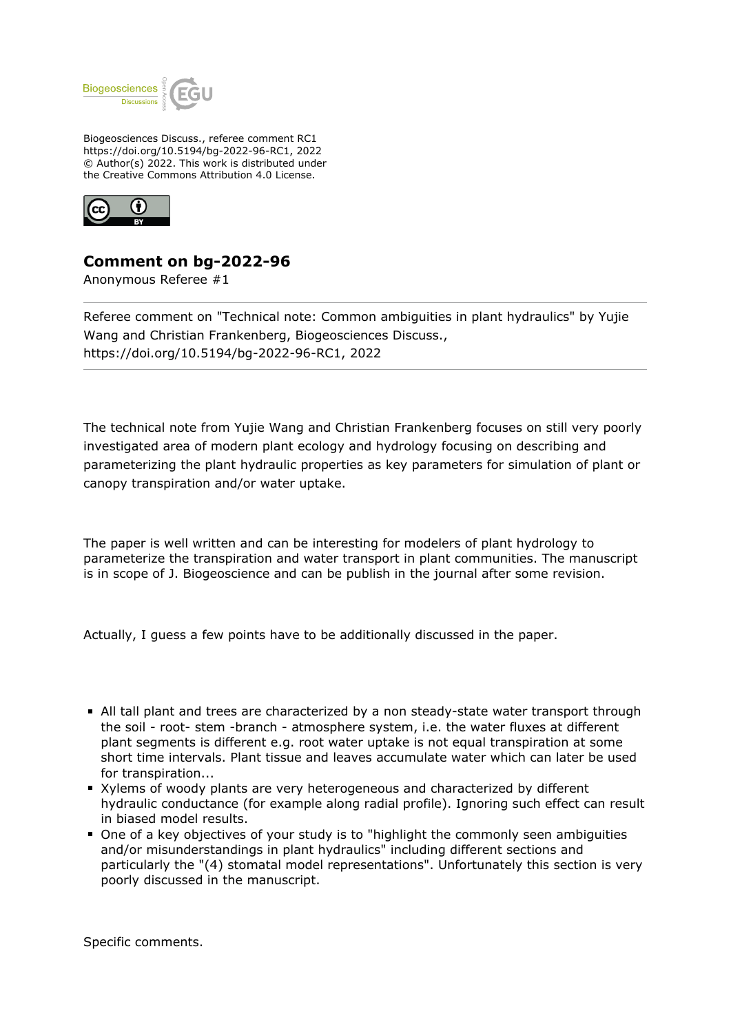Biogeosciences Discuss., referee comment RC1
https://doi.org/10.5194/bg-2022-96-RC1, 2022
© Author(s) 2022. This work is distributed under the Creative Commons Attribution 4.0 License.

## Comment on bg-2022-96

Anonymous Referee #1

---

Referee comment on "Technical note: Common ambiguities in plant hydraulics" by Yujie Wang and Christian Frankenberg, Biogeosciences Discuss., https://doi.org/10.5194/bg-2022-96-RC1, 2022

---

The technical note from Yujie Wang and Christian Frankenberg focuses on still very poorly investigated area of modern plant ecology and hydrology focusing on describing and parameterizing the plant hydraulic properties as key parameters for simulation of plant or canopy transpiration and/or water uptake.

The paper is well written and can be interesting for modelers of plant hydrology to parameterize the transpiration and water transport in plant communities. The manuscript is in scope of J. Biogeoscience and can be publish in the journal after some revision.

Actually, I guess a few points have to be additionally discussed in the paper.

- All tall plant and trees are characterized by a non steady-state water transport through the soil - root- stem -branch - atmosphere system, i.e. the water fluxes at different plant segments is different e.g. root water uptake is not equal transpiration at some short time intervals. Plant tissue and leaves accumulate water which can later be used for transpiration...
- Xylems of woody plants are very heterogeneous and characterized by different hydraulic conductance (for example along radial profile). Ignoring such effect can result in biased model results.
- One of a key objectives of your study is to "highlight the commonly seen ambiguities and/or misunderstandings in plant hydraulics" including different sections and particularly the "(4) stomatal model representations". Unfortunately this section is very poorly discussed in the manuscript.

Specific comments.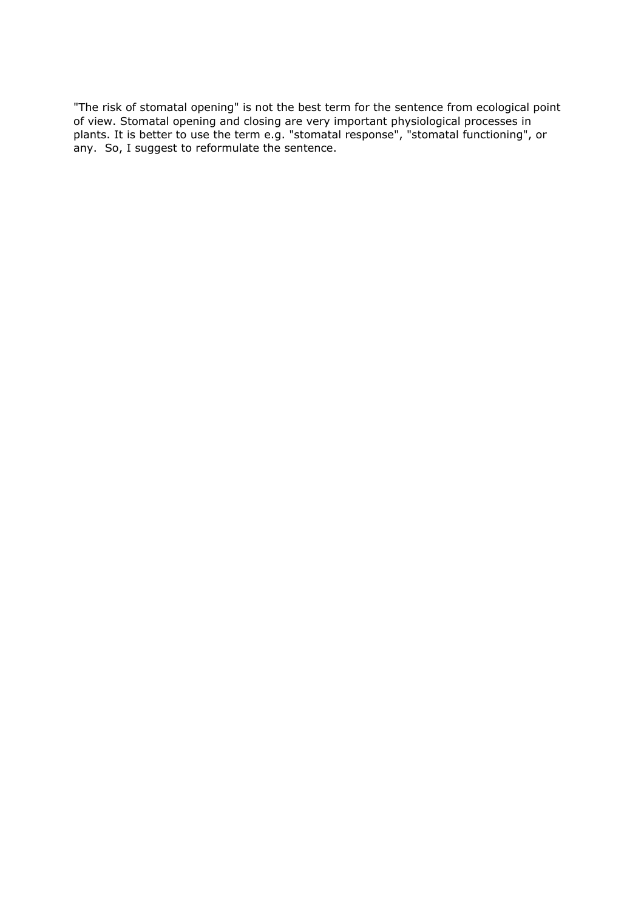"The risk of stomatal opening" is not the best term for the sentence from ecological point of view. Stomatal opening and closing are very important physiological processes in plants. It is better to use the term e.g. "stomatal response", "stomatal functioning", or any. So, I suggest to reformulate the sentence.